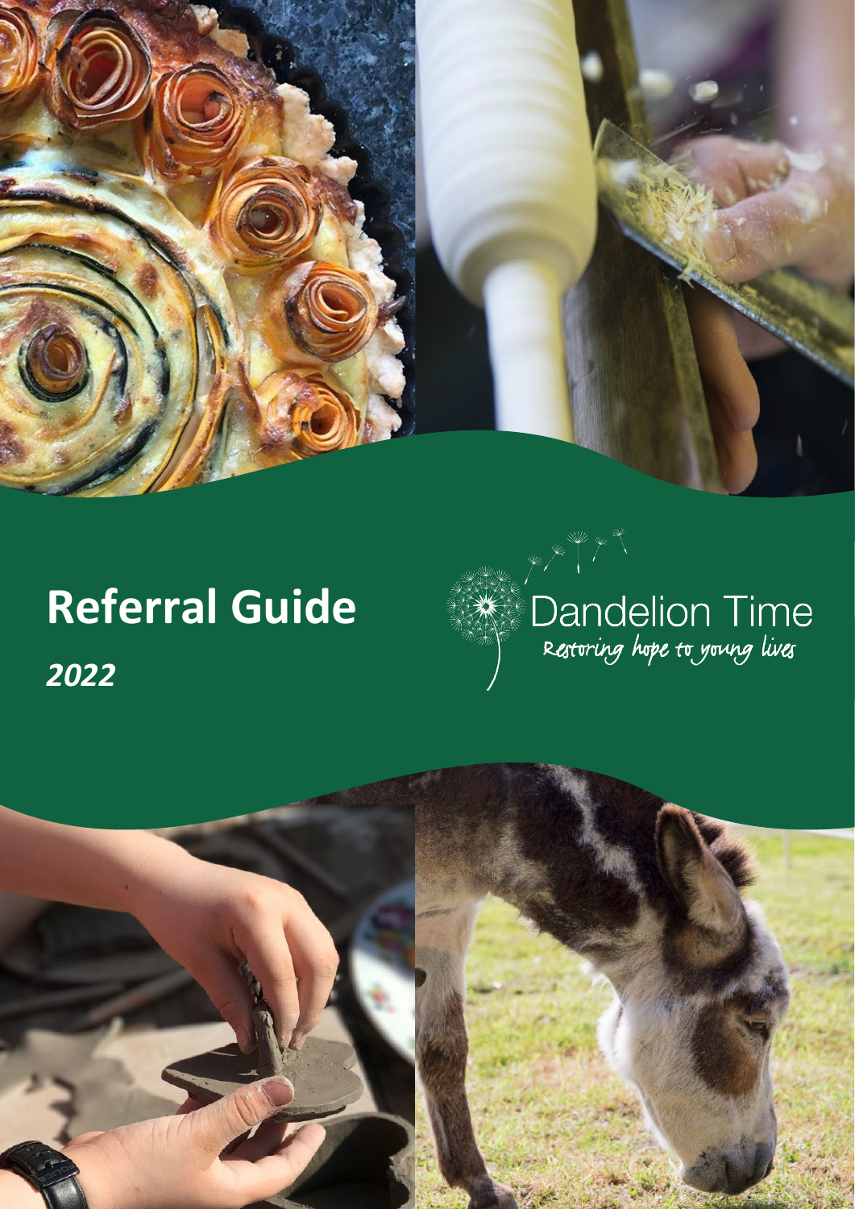# Referral Guide

*2022*

Dandelion Time

Restoring hope to young lives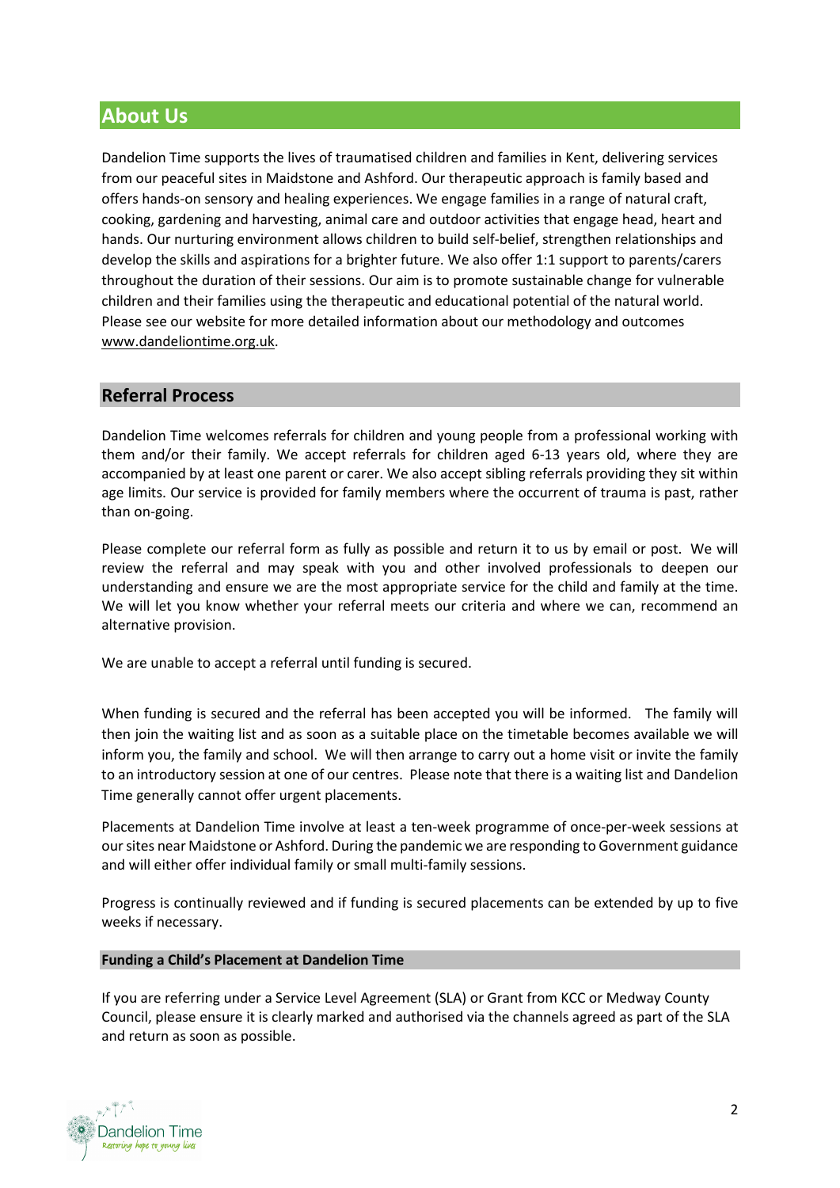## About Us

Dandelion Time supports the lives of traumatised children and families in Kent, delivering services from our peaceful sites in Maidstone and Ashford. Our therapeutic approach is family based and offers hands-on sensory and healing experiences. We engage families in a range of natural craft, cooking, gardening and harvesting, animal care and outdoor activities that engage head, heart and hands. Our nurturing environment allows children to build self-belief, strengthen relationships and develop the skills and aspirations for a brighter future. We also offer 1:1 support to parents/carers throughout the duration of their sessions. Our aim is to promote sustainable change for vulnerable children and their families using the therapeutic and educational potential of the natural world. Please see our website for more detailed information about our methodology and outcomes www.dandeliontime.org.uk.

## Referral Process

Dandelion Time welcomes referrals for children and young people from a professional working with them and/or their family. We accept referrals for children aged 6-13 years old, where they are accompanied by at least one parent or carer. We also accept sibling referrals providing they sit within age limits. Our service is provided for family members where the occurrent of trauma is past, rather than on-going.

Please complete our referral form as fully as possible and return it to us by email or post. We will review the referral and may speak with you and other involved professionals to deepen our understanding and ensure we are the most appropriate service for the child and family at the time. We will let you know whether your referral meets our criteria and where we can, recommend an alternative provision.

We are unable to accept a referral until funding is secured.

When funding is secured and the referral has been accepted you will be informed. The family will then join the waiting list and as soon as a suitable place on the timetable becomes available we will inform you, the family and school. We will then arrange to carry out a home visit or invite the family to an introductory session at one of our centres. Please note that there is a waiting list and Dandelion Time generally cannot offer urgent placements.

Placements at Dandelion Time involve at least a ten-week programme of once-per-week sessions at our sites near Maidstone or Ashford. During the pandemic we are responding to Government guidance and will either offer individual family or small multi-family sessions.

Progress is continually reviewed and if funding is secured placements can be extended by up to five weeks if necessary.

### Funding a Child's Placement at Dandelion Time

If you are referring under a Service Level Agreement (SLA) or Grant from KCC or Medway County Council, please ensure it is clearly marked and authorised via the channels agreed as part of the SLA and return as soon as possible.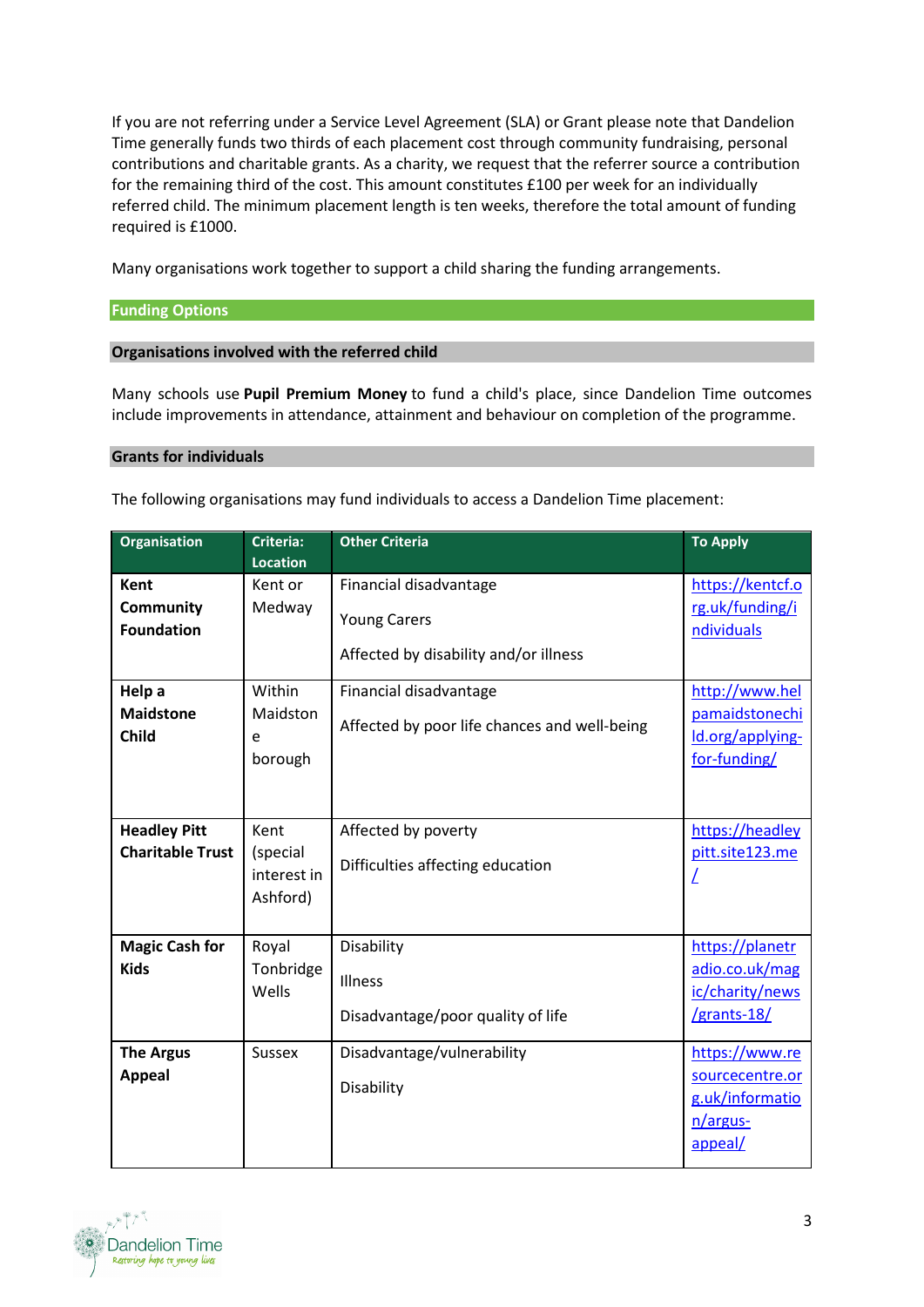If you are not referring under a Service Level Agreement (SLA) or Grant please note that Dandelion Time generally funds two thirds of each placement cost through community fundraising, personal contributions and charitable grants. As a charity, we request that the referrer source a contribution for the remaining third of the cost. This amount constitutes £100 per week for an individually referred child. The minimum placement length is ten weeks, therefore the total amount of funding required is £1000.

Many organisations work together to support a child sharing the funding arrangements.

## Funding Options

### Organisations involved with the referred child

Many schools use **Pupil Premium Money** to fund a child's place, since Dandelion Time outcomes include improvements in attendance, attainment and behaviour on completion of the programme.

### Grants for individuals

The following organisations may fund individuals to access a Dandelion Time placement:

| Organisation | Criteria: Location | Other Criteria | To Apply |
| --- | --- | --- | --- |
| **Kent Community Foundation** | Kent or Medway | Financial disadvantage<br>Young Carers<br>Affected by disability and/or illness | https://kentcf.org.uk/funding/individuals |
| **Help a Maidstone Child** | Within Maidstone borough | Financial disadvantage<br>Affected by poor life chances and well-being | http://www.helpamaidstonechild.org/applying-for-funding/ |
| **Headley Pitt Charitable Trust** | Kent (special interest in Ashford) | Affected by poverty<br>Difficulties affecting education | https://headleypitt.site123.me/ |
| **Magic Cash for Kids** | Royal Tonbridge Wells | Disability<br>Illness<br>Disadvantage/poor quality of life | https://planetradio.co.uk/magic/charity/news/grants-18/ |
| **The Argus Appeal** | Sussex | Disadvantage/vulnerability<br>Disability | https://www.resourcecentre.org.uk/information/argus-appeal/ |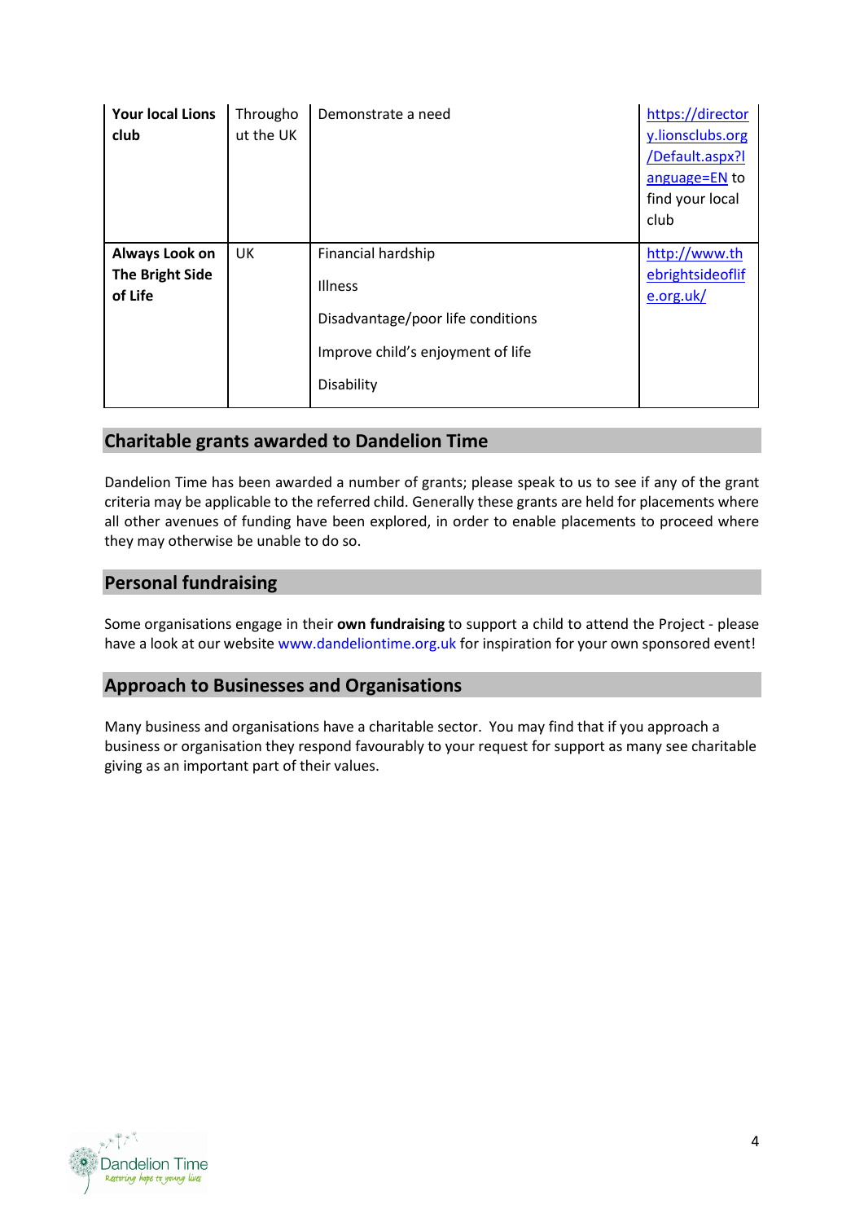| | | | |
|---|---|---|---|
| **Your local Lions club** | Throughout the UK | Demonstrate a need | https://directory.lionsclubs.org/Default.aspx?language=EN to find your local club |
| **Always Look on The Bright Side of Life** | UK | Financial hardship<br><br>Illness<br><br>Disadvantage/poor life conditions<br><br>Improve child's enjoyment of life<br><br>Disability | http://www.thebrightsideoflife.org.uk/ |

## Charitable grants awarded to Dandelion Time

Dandelion Time has been awarded a number of grants; please speak to us to see if any of the grant criteria may be applicable to the referred child. Generally these grants are held for placements where all other avenues of funding have been explored, in order to enable placements to proceed where they may otherwise be unable to do so.

## Personal fundraising

Some organisations engage in their **own fundraising** to support a child to attend the Project - please have a look at our website www.dandeliontime.org.uk for inspiration for your own sponsored event!

## Approach to Businesses and Organisations

Many business and organisations have a charitable sector. You may find that if you approach a business or organisation they respond favourably to your request for support as many see charitable giving as an important part of their values.